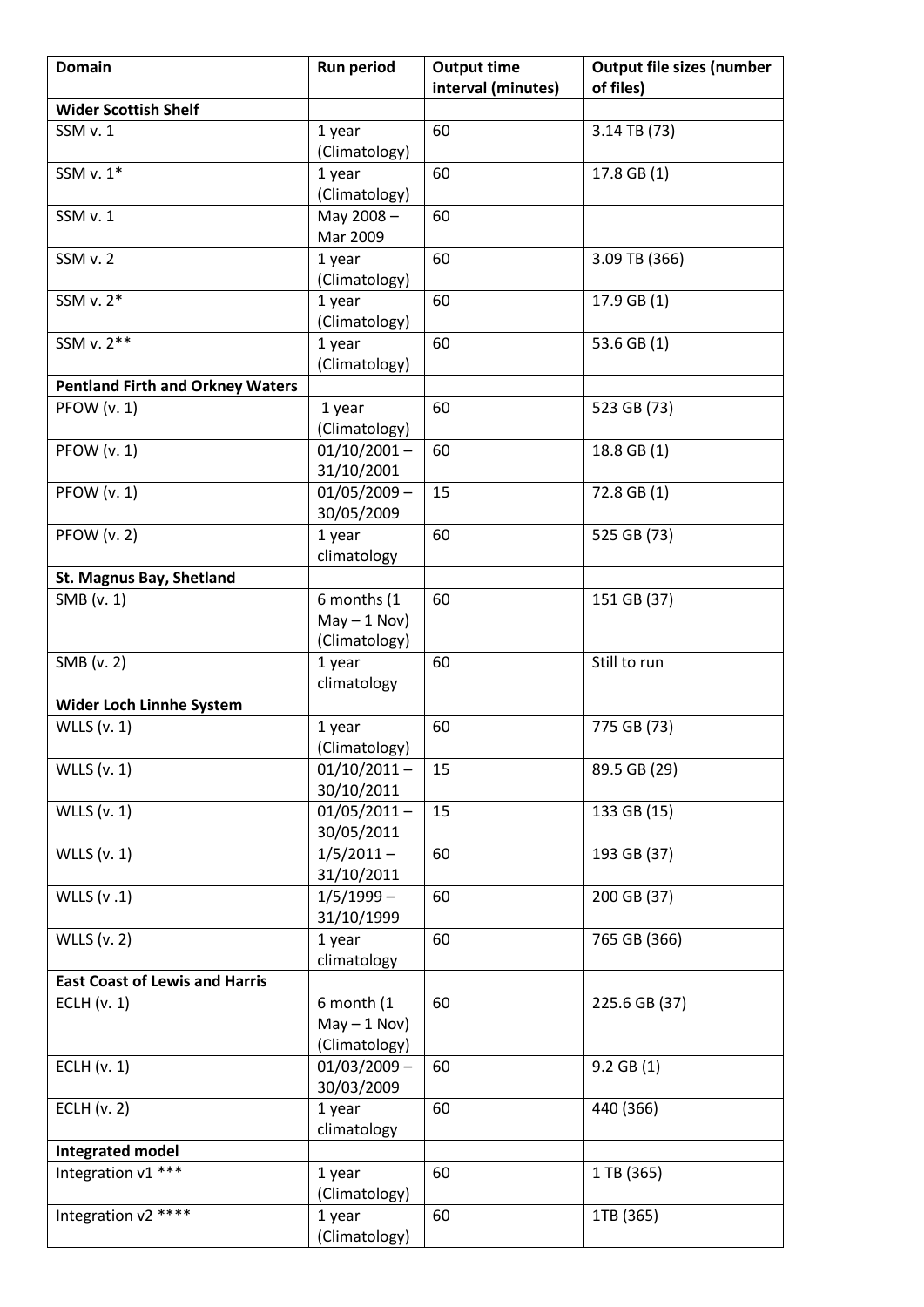| Domain | Run period | Output time interval (minutes) | Output file sizes (number of files) |
|---|---|---|---|
| **Wider Scottish Shelf** | | | |
| SSM v. 1 | 1 year (Climatology) | 60 | 3.14 TB (73) |
| SSM v. 1* | 1 year (Climatology) | 60 | 17.8 GB (1) |
| SSM v. 1 | May 2008 – Mar 2009 | 60 | |
| SSM v. 2 | 1 year (Climatology) | 60 | 3.09 TB (366) |
| SSM v. 2* | 1 year (Climatology) | 60 | 17.9 GB (1) |
| SSM v. 2** | 1 year (Climatology) | 60 | 53.6 GB (1) |
| **Pentland Firth and Orkney Waters** | | | |
| PFOW (v. 1) | 1 year (Climatology) | 60 | 523 GB (73) |
| PFOW (v. 1) | 01/10/2001 – 31/10/2001 | 60 | 18.8 GB (1) |
| PFOW (v. 1) | 01/05/2009 – 30/05/2009 | 15 | 72.8 GB (1) |
| PFOW (v. 2) | 1 year climatology | 60 | 525 GB (73) |
| **St. Magnus Bay, Shetland** | | | |
| SMB (v. 1) | 6 months (1 May – 1 Nov) (Climatology) | 60 | 151 GB (37) |
| SMB (v. 2) | 1 year climatology | 60 | Still to run |
| **Wider Loch Linnhe System** | | | |
| WLLS (v. 1) | 1 year (Climatology) | 60 | 775 GB (73) |
| WLLS (v. 1) | 01/10/2011 – 30/10/2011 | 15 | 89.5 GB (29) |
| WLLS (v. 1) | 01/05/2011 – 30/05/2011 | 15 | 133 GB (15) |
| WLLS (v. 1) | 1/5/2011 – 31/10/2011 | 60 | 193 GB (37) |
| WLLS (v .1) | 1/5/1999 – 31/10/1999 | 60 | 200 GB (37) |
| WLLS (v. 2) | 1 year climatology | 60 | 765 GB (366) |
| **East Coast of Lewis and Harris** | | | |
| ECLH (v. 1) | 6 month (1 May – 1 Nov) (Climatology) | 60 | 225.6 GB (37) |
| ECLH (v. 1) | 01/03/2009 – 30/03/2009 | 60 | 9.2 GB (1) |
| ECLH (v. 2) | 1 year climatology | 60 | 440 (366) |
| **Integrated model** | | | |
| Integration v1 *** | 1 year (Climatology) | 60 | 1 TB (365) |
| Integration v2 **** | 1 year (Climatology) | 60 | 1TB (365) |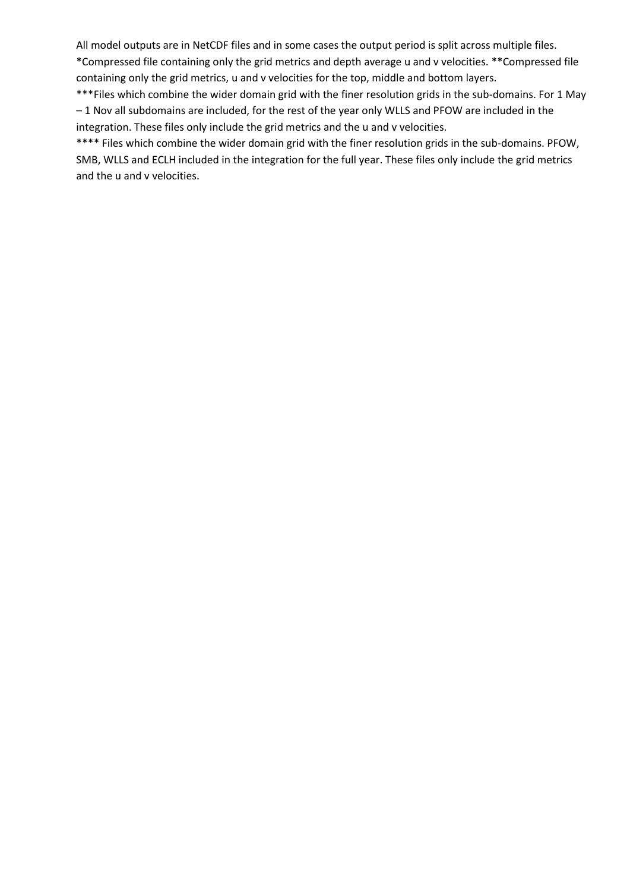All model outputs are in NetCDF files and in some cases the output period is split across multiple files.
*Compressed file containing only the grid metrics and depth average u and v velocities. **Compressed file containing only the grid metrics, u and v velocities for the top, middle and bottom layers.
***Files which combine the wider domain grid with the finer resolution grids in the sub-domains. For 1 May – 1 Nov all subdomains are included, for the rest of the year only WLLS and PFOW are included in the integration. These files only include the grid metrics and the u and v velocities.
**** Files which combine the wider domain grid with the finer resolution grids in the sub-domains. PFOW, SMB, WLLS and ECLH included in the integration for the full year. These files only include the grid metrics and the u and v velocities.